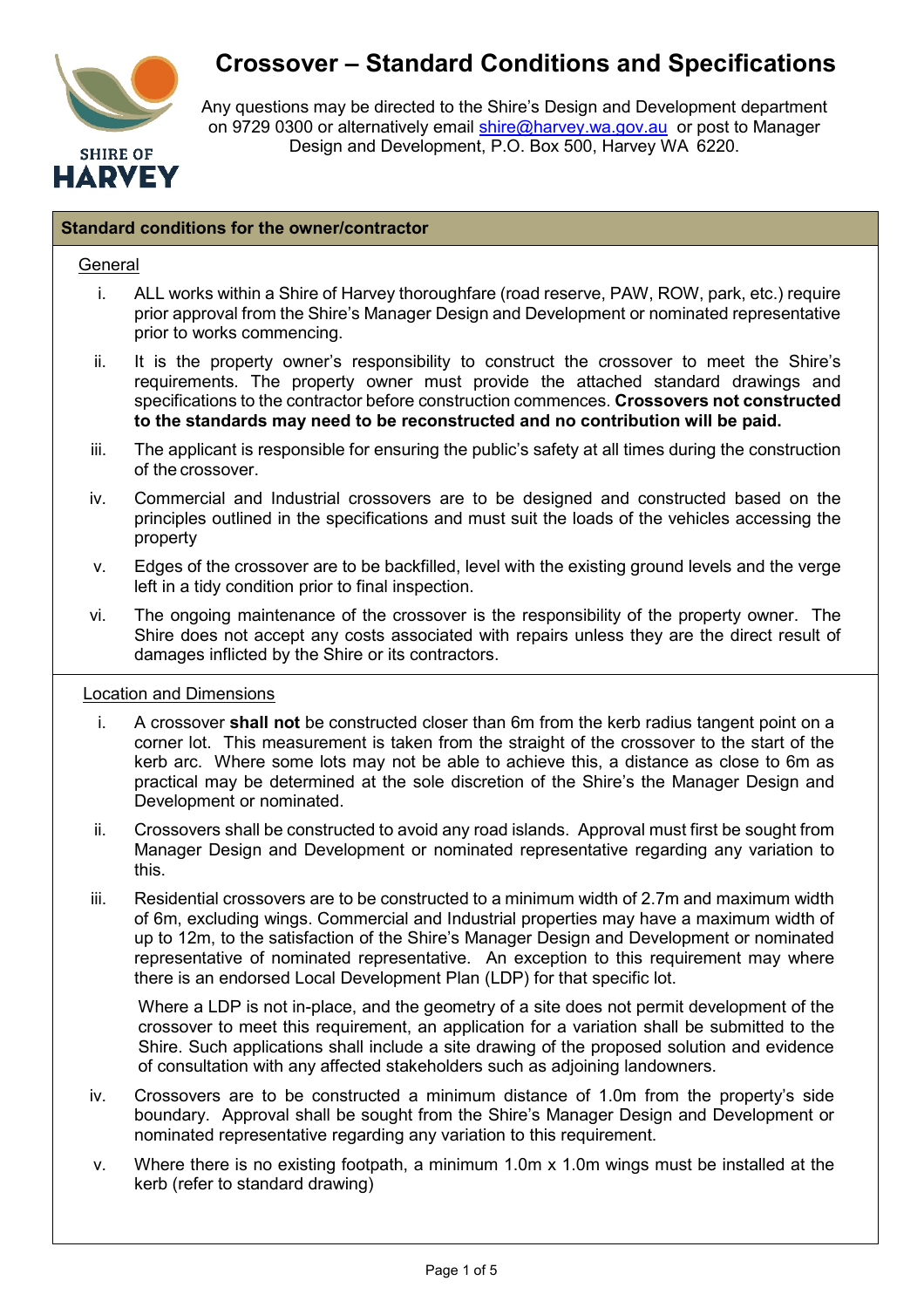# Crossover – Standard Conditions and Specifications

Any questions may be directed to the Shire's Design and Development department on 9729 0300 or alternatively email shire@harvey.wa.gov.au or post to Manager Design and Development, P.O. Box 500, Harvey WA 6220.

## Standard conditions for the owner/contractor

### General

i. ALL works within a Shire of Harvey thoroughfare (road reserve, PAW, ROW, park, etc.) require prior approval from the Shire's Manager Design and Development or nominated representative prior to works commencing.

ii. It is the property owner's responsibility to construct the crossover to meet the Shire's requirements. The property owner must provide the attached standard drawings and specifications to the contractor before construction commences. **Crossovers not constructed to the standards may need to be reconstructed and no contribution will be paid.**

iii. The applicant is responsible for ensuring the public's safety at all times during the construction of the crossover.

iv. Commercial and Industrial crossovers are to be designed and constructed based on the principles outlined in the specifications and must suit the loads of the vehicles accessing the property

v. Edges of the crossover are to be backfilled, level with the existing ground levels and the verge left in a tidy condition prior to final inspection.

vi. The ongoing maintenance of the crossover is the responsibility of the property owner. The Shire does not accept any costs associated with repairs unless they are the direct result of damages inflicted by the Shire or its contractors.

### Location and Dimensions

i. A crossover **shall not** be constructed closer than 6m from the kerb radius tangent point on a corner lot. This measurement is taken from the straight of the crossover to the start of the kerb arc. Where some lots may not be able to achieve this, a distance as close to 6m as practical may be determined at the sole discretion of the Shire's the Manager Design and Development or nominated.

ii. Crossovers shall be constructed to avoid any road islands. Approval must first be sought from Manager Design and Development or nominated representative regarding any variation to this.

iii. Residential crossovers are to be constructed to a minimum width of 2.7m and maximum width of 6m, excluding wings. Commercial and Industrial properties may have a maximum width of up to 12m, to the satisfaction of the Shire's Manager Design and Development or nominated representative of nominated representative. An exception to this requirement may where there is an endorsed Local Development Plan (LDP) for that specific lot.

   Where a LDP is not in-place, and the geometry of a site does not permit development of the crossover to meet this requirement, an application for a variation shall be submitted to the Shire. Such applications shall include a site drawing of the proposed solution and evidence of consultation with any affected stakeholders such as adjoining landowners.

iv. Crossovers are to be constructed a minimum distance of 1.0m from the property's side boundary. Approval shall be sought from the Shire's Manager Design and Development or nominated representative regarding any variation to this requirement.

v. Where there is no existing footpath, a minimum 1.0m x 1.0m wings must be installed at the kerb (refer to standard drawing)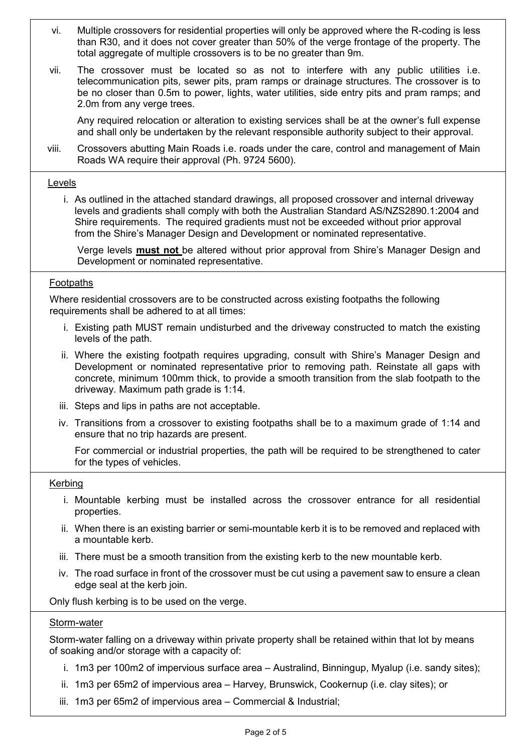vi. Multiple crossovers for residential properties will only be approved where the R-coding is less than R30, and it does not cover greater than 50% of the verge frontage of the property. The total aggregate of multiple crossovers is to be no greater than 9m.

vii. The crossover must be located so as not to interfere with any public utilities i.e. telecommunication pits, sewer pits, pram ramps or drainage structures. The crossover is to be no closer than 0.5m to power, lights, water utilities, side entry pits and pram ramps; and 2.0m from any verge trees.

Any required relocation or alteration to existing services shall be at the owner's full expense and shall only be undertaken by the relevant responsible authority subject to their approval.

viii. Crossovers abutting Main Roads i.e. roads under the care, control and management of Main Roads WA require their approval (Ph. 9724 5600).

## Levels

i. As outlined in the attached standard drawings, all proposed crossover and internal driveway levels and gradients shall comply with both the Australian Standard AS/NZS2890.1:2004 and Shire requirements. The required gradients must not be exceeded without prior approval from the Shire's Manager Design and Development or nominated representative.

Verge levels **must not** be altered without prior approval from Shire's Manager Design and Development or nominated representative.

## Footpaths

Where residential crossovers are to be constructed across existing footpaths the following requirements shall be adhered to at all times:

i. Existing path MUST remain undisturbed and the driveway constructed to match the existing levels of the path.

ii. Where the existing footpath requires upgrading, consult with Shire's Manager Design and Development or nominated representative prior to removing path. Reinstate all gaps with concrete, minimum 100mm thick, to provide a smooth transition from the slab footpath to the driveway. Maximum path grade is 1:14.

iii. Steps and lips in paths are not acceptable.

iv. Transitions from a crossover to existing footpaths shall be to a maximum grade of 1:14 and ensure that no trip hazards are present.

For commercial or industrial properties, the path will be required to be strengthened to cater for the types of vehicles.

## Kerbing

i. Mountable kerbing must be installed across the crossover entrance for all residential properties.

ii. When there is an existing barrier or semi-mountable kerb it is to be removed and replaced with a mountable kerb.

iii. There must be a smooth transition from the existing kerb to the new mountable kerb.

iv. The road surface in front of the crossover must be cut using a pavement saw to ensure a clean edge seal at the kerb join.

Only flush kerbing is to be used on the verge.

## Storm-water

Storm-water falling on a driveway within private property shall be retained within that lot by means of soaking and/or storage with a capacity of:

i. 1m3 per 100m2 of impervious surface area – Australind, Binningup, Myalup (i.e. sandy sites);

ii. 1m3 per 65m2 of impervious area – Harvey, Brunswick, Cookernup (i.e. clay sites); or

iii. 1m3 per 65m2 of impervious area – Commercial & Industrial;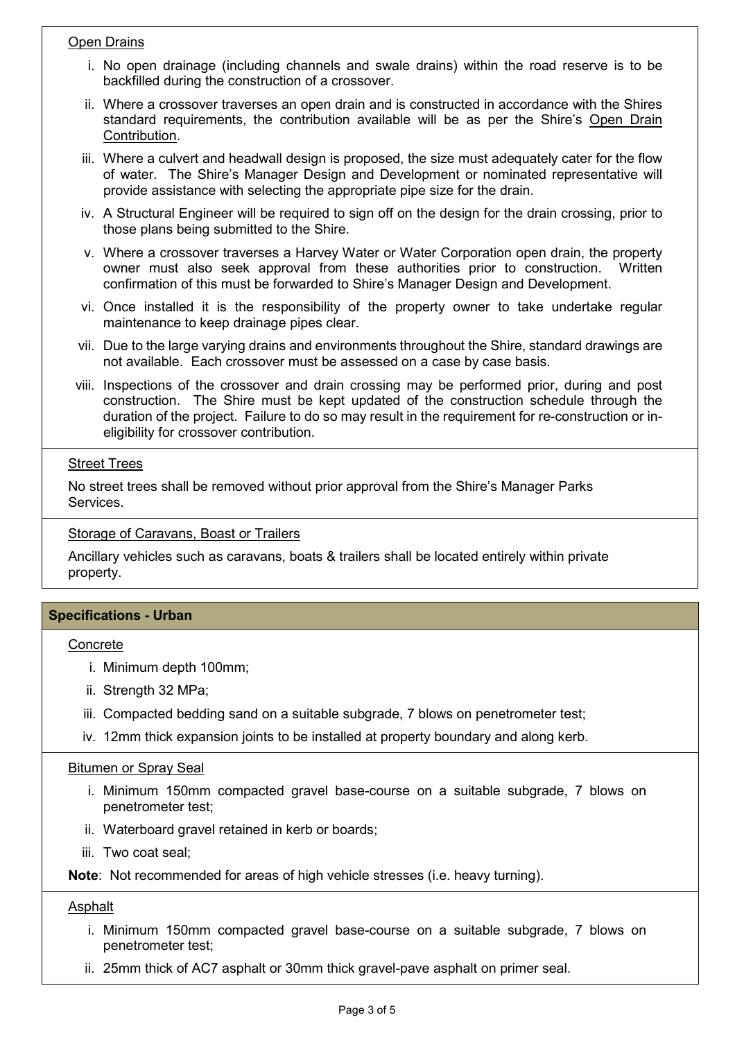Open Drains

i. No open drainage (including channels and swale drains) within the road reserve is to be backfilled during the construction of a crossover.

ii. Where a crossover traverses an open drain and is constructed in accordance with the Shires standard requirements, the contribution available will be as per the Shire's Open Drain Contribution.

iii. Where a culvert and headwall design is proposed, the size must adequately cater for the flow of water. The Shire's Manager Design and Development or nominated representative will provide assistance with selecting the appropriate pipe size for the drain.

iv. A Structural Engineer will be required to sign off on the design for the drain crossing, prior to those plans being submitted to the Shire.

v. Where a crossover traverses a Harvey Water or Water Corporation open drain, the property owner must also seek approval from these authorities prior to construction. Written confirmation of this must be forwarded to Shire's Manager Design and Development.

vi. Once installed it is the responsibility of the property owner to take undertake regular maintenance to keep drainage pipes clear.

vii. Due to the large varying drains and environments throughout the Shire, standard drawings are not available. Each crossover must be assessed on a case by case basis.

viii. Inspections of the crossover and drain crossing may be performed prior, during and post construction. The Shire must be kept updated of the construction schedule through the duration of the project. Failure to do so may result in the requirement for re-construction or in-eligibility for crossover contribution.

Street Trees

No street trees shall be removed without prior approval from the Shire's Manager Parks Services.

Storage of Caravans, Boast or Trailers

Ancillary vehicles such as caravans, boats & trailers shall be located entirely within private property.

## Specifications - Urban

Concrete

i. Minimum depth 100mm;

ii. Strength 32 MPa;

iii. Compacted bedding sand on a suitable subgrade, 7 blows on penetrometer test;

iv. 12mm thick expansion joints to be installed at property boundary and along kerb.

Bitumen or Spray Seal

i. Minimum 150mm compacted gravel base-course on a suitable subgrade, 7 blows on penetrometer test;

ii. Waterboard gravel retained in kerb or boards;

iii. Two coat seal;

**Note**: Not recommended for areas of high vehicle stresses (i.e. heavy turning).

Asphalt

i. Minimum 150mm compacted gravel base-course on a suitable subgrade, 7 blows on penetrometer test;

ii. 25mm thick of AC7 asphalt or 30mm thick gravel-pave asphalt on primer seal.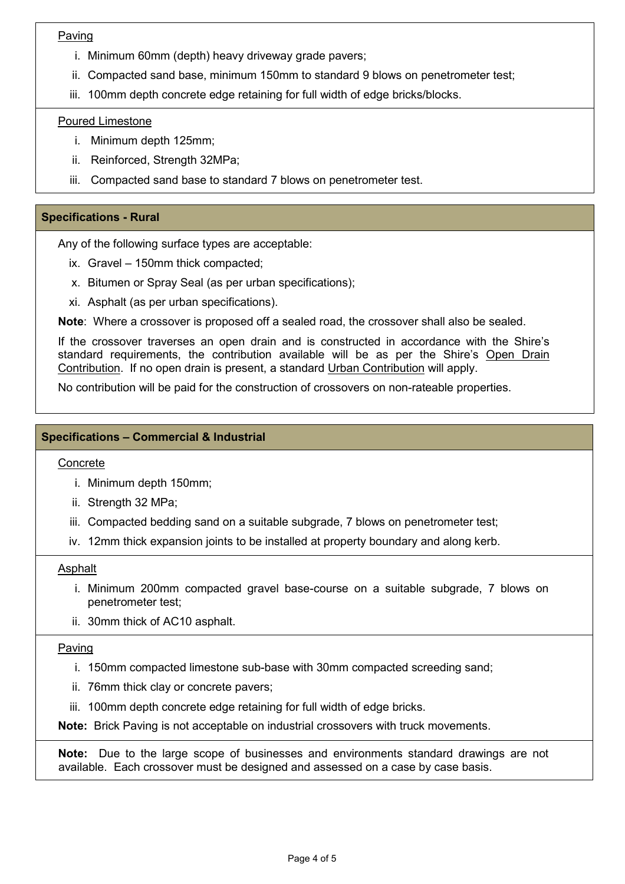Paving

i. Minimum 60mm (depth) heavy driveway grade pavers;
ii. Compacted sand base, minimum 150mm to standard 9 blows on penetrometer test;
iii. 100mm depth concrete edge retaining for full width of edge bricks/blocks.

Poured Limestone

i. Minimum depth 125mm;
ii. Reinforced, Strength 32MPa;
iii. Compacted sand base to standard 7 blows on penetrometer test.

## Specifications - Rural

Any of the following surface types are acceptable:

ix. Gravel – 150mm thick compacted;
x. Bitumen or Spray Seal (as per urban specifications);
xi. Asphalt (as per urban specifications).

**Note**: Where a crossover is proposed off a sealed road, the crossover shall also be sealed.

If the crossover traverses an open drain and is constructed in accordance with the Shire's standard requirements, the contribution available will be as per the Shire's Open Drain Contribution. If no open drain is present, a standard Urban Contribution will apply.

No contribution will be paid for the construction of crossovers on non-rateable properties.

## Specifications – Commercial & Industrial

Concrete

i. Minimum depth 150mm;
ii. Strength 32 MPa;
iii. Compacted bedding sand on a suitable subgrade, 7 blows on penetrometer test;
iv. 12mm thick expansion joints to be installed at property boundary and along kerb.

Asphalt

i. Minimum 200mm compacted gravel base-course on a suitable subgrade, 7 blows on penetrometer test;
ii. 30mm thick of AC10 asphalt.

Paving

i. 150mm compacted limestone sub-base with 30mm compacted screeding sand;
ii. 76mm thick clay or concrete pavers;
iii. 100mm depth concrete edge retaining for full width of edge bricks.

**Note:** Brick Paving is not acceptable on industrial crossovers with truck movements.

**Note:** Due to the large scope of businesses and environments standard drawings are not available. Each crossover must be designed and assessed on a case by case basis.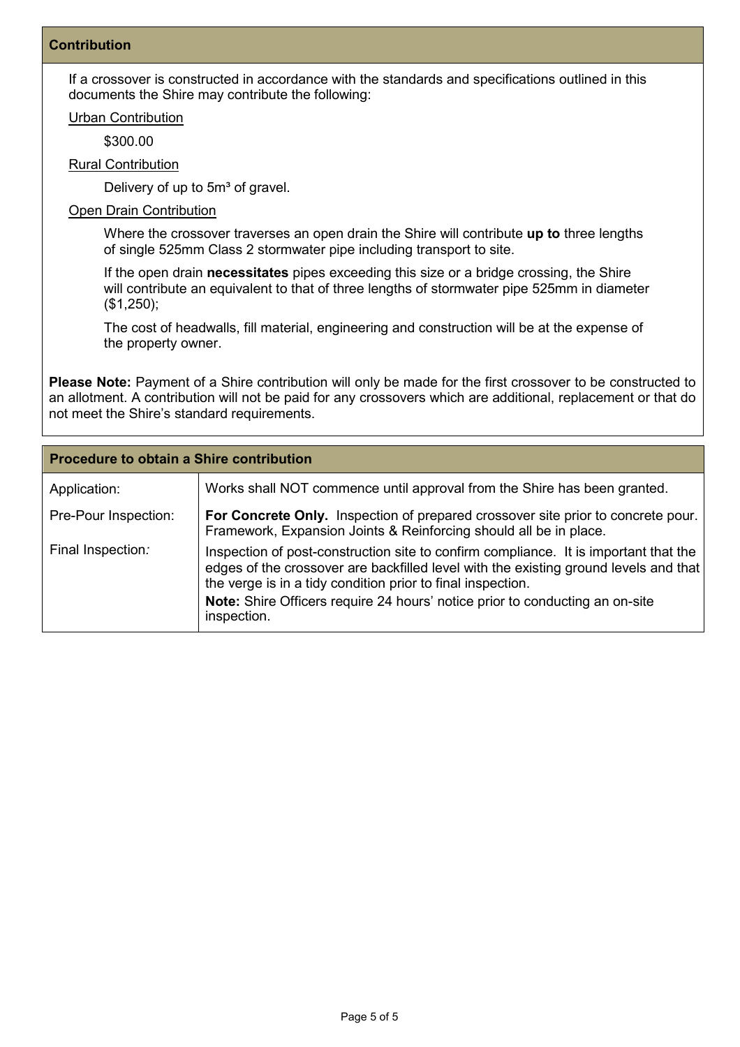## Contribution

If a crossover is constructed in accordance with the standards and specifications outlined in this documents the Shire may contribute the following:

Urban Contribution

$300.00

Rural Contribution

Delivery of up to 5m³ of gravel.

Open Drain Contribution

Where the crossover traverses an open drain the Shire will contribute **up to** three lengths of single 525mm Class 2 stormwater pipe including transport to site.

If the open drain **necessitates** pipes exceeding this size or a bridge crossing, the Shire will contribute an equivalent to that of three lengths of stormwater pipe 525mm in diameter ($1,250);

The cost of headwalls, fill material, engineering and construction will be at the expense of the property owner.

**Please Note:** Payment of a Shire contribution will only be made for the first crossover to be constructed to an allotment. A contribution will not be paid for any crossovers which are additional, replacement or that do not meet the Shire's standard requirements.

## Procedure to obtain a Shire contribution

| | |
|---|---|
| Application: | Works shall NOT commence until approval from the Shire has been granted. |
| Pre-Pour Inspection: | **For Concrete Only.** Inspection of prepared crossover site prior to concrete pour. Framework, Expansion Joints & Reinforcing should all be in place. |
| Final Inspection*:* | Inspection of post-construction site to confirm compliance. It is important that the edges of the crossover are backfilled level with the existing ground levels and that the verge is in a tidy condition prior to final inspection.<br>**Note:** Shire Officers require 24 hours' notice prior to conducting an on-site inspection. |